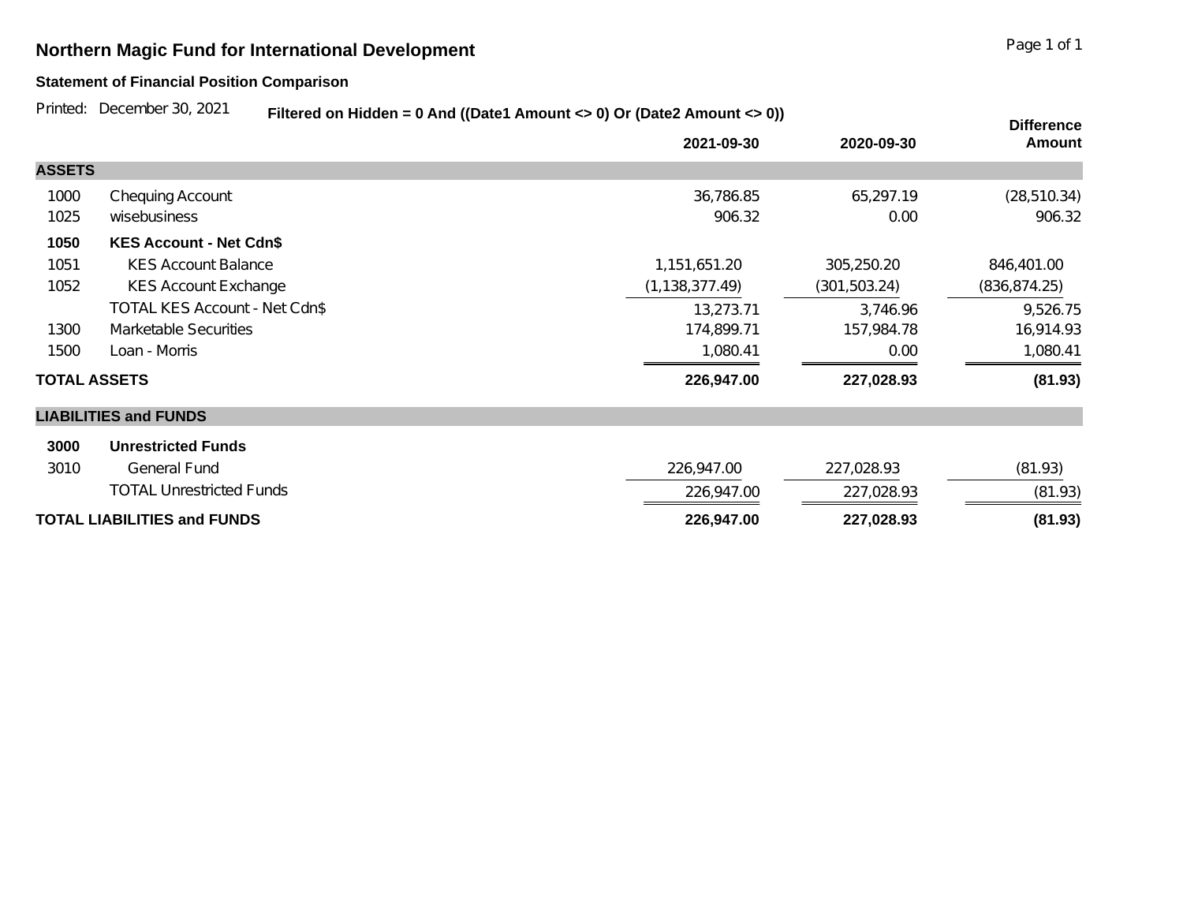# Northern Magic Fund for International Development

**Statement of Financial Position Comparison**

Printed: December 30, 2021 **Filtered on Hidden = 0 And ((Date1 Amount <> 0) Or (Date2 Amount <> 0))**

| | | 2021-09-30 | 2020-09-30 | Difference Amount |
|---|---|---|---|---|
| **ASSETS** | | | | |
| 1000 | Chequing Account | 36,786.85 | 65,297.19 | (28,510.34) |
| 1025 | wisebusiness | 906.32 | 0.00 | 906.32 |
| **1050** | **KES Account - Net Cdn$** | | | |
| 1051 | KES Account Balance | 1,151,651.20 | 305,250.20 | 846,401.00 |
| 1052 | KES Account Exchange | (1,138,377.49) | (301,503.24) | (836,874.25) |
| | TOTAL KES Account - Net Cdn$ | 13,273.71 | 3,746.96 | 9,526.75 |
| 1300 | Marketable Securities | 174,899.71 | 157,984.78 | 16,914.93 |
| 1500 | Loan - Morris | 1,080.41 | 0.00 | 1,080.41 |
| **TOTAL ASSETS** | | **226,947.00** | **227,028.93** | **(81.93)** |
| **LIABILITIES and FUNDS** | | | | |
| **3000** | **Unrestricted Funds** | | | |
| 3010 | General Fund | 226,947.00 | 227,028.93 | (81.93) |
| | TOTAL Unrestricted Funds | 226,947.00 | 227,028.93 | (81.93) |
| **TOTAL LIABILITIES and FUNDS** | | **226,947.00** | **227,028.93** | **(81.93)** |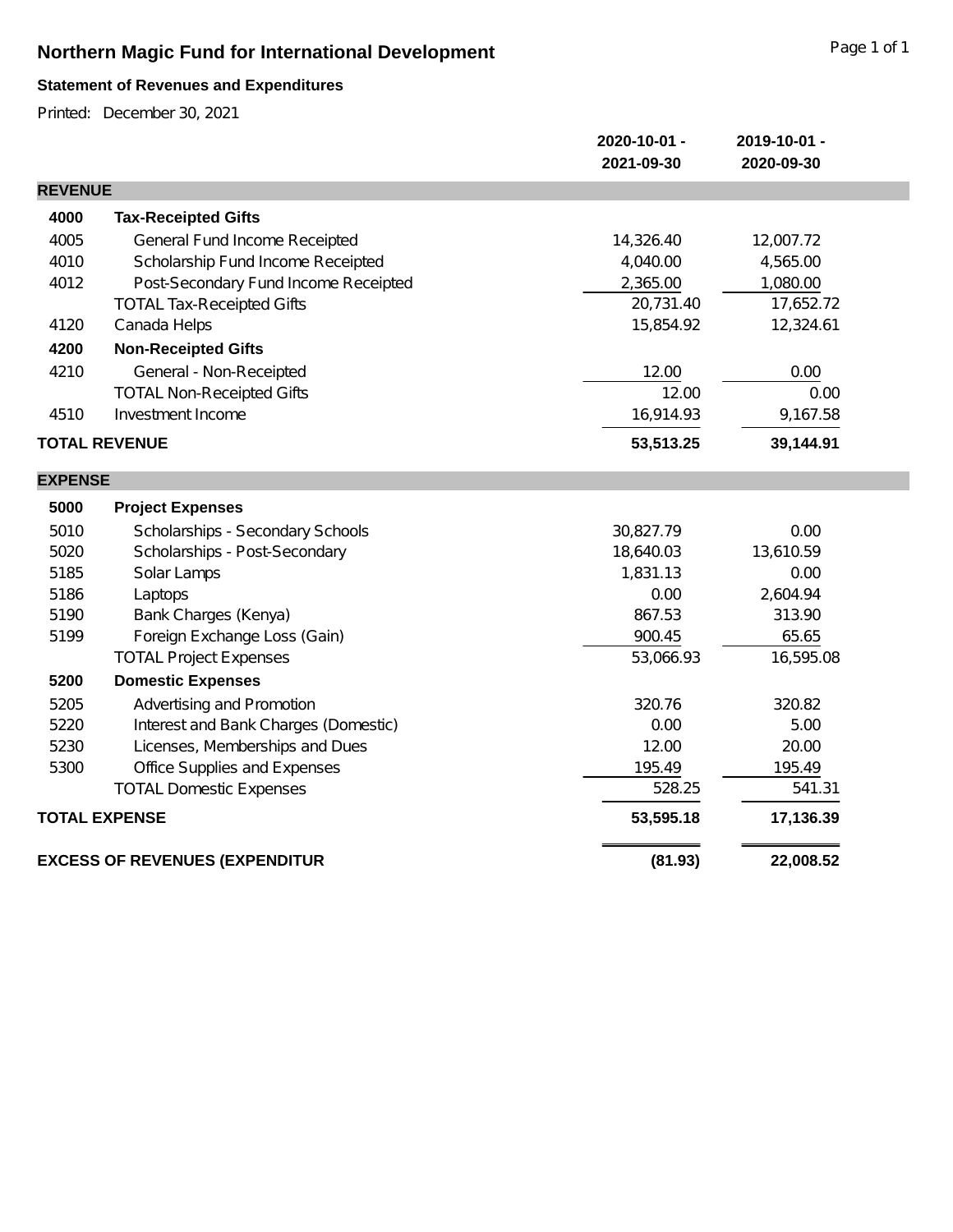# Northern Magic Fund for International Development

**Statement of Revenues and Expenditures**

Printed: December 30, 2021

| | | 2020-10-01 - 2021-09-30 | 2019-10-01 - 2020-09-30 |
|---|---|---|---|
| **REVENUE** | | | |
| **4000** | **Tax-Receipted Gifts** | | |
| 4005 | General Fund Income Receipted | 14,326.40 | 12,007.72 |
| 4010 | Scholarship Fund Income Receipted | 4,040.00 | 4,565.00 |
| 4012 | Post-Secondary Fund Income Receipted | 2,365.00 | 1,080.00 |
| | TOTAL Tax-Receipted Gifts | 20,731.40 | 17,652.72 |
| 4120 | Canada Helps | 15,854.92 | 12,324.61 |
| **4200** | **Non-Receipted Gifts** | | |
| 4210 | General - Non-Receipted | 12.00 | 0.00 |
| | TOTAL Non-Receipted Gifts | 12.00 | 0.00 |
| 4510 | Investment Income | 16,914.93 | 9,167.58 |
| **TOTAL REVENUE** | | **53,513.25** | **39,144.91** |
| **EXPENSE** | | | |
| **5000** | **Project Expenses** | | |
| 5010 | Scholarships - Secondary Schools | 30,827.79 | 0.00 |
| 5020 | Scholarships - Post-Secondary | 18,640.03 | 13,610.59 |
| 5185 | Solar Lamps | 1,831.13 | 0.00 |
| 5186 | Laptops | 0.00 | 2,604.94 |
| 5190 | Bank Charges (Kenya) | 867.53 | 313.90 |
| 5199 | Foreign Exchange Loss (Gain) | 900.45 | 65.65 |
| | TOTAL Project Expenses | 53,066.93 | 16,595.08 |
| **5200** | **Domestic Expenses** | | |
| 5205 | Advertising and Promotion | 320.76 | 320.82 |
| 5220 | Interest and Bank Charges (Domestic) | 0.00 | 5.00 |
| 5230 | Licenses, Memberships and Dues | 12.00 | 20.00 |
| 5300 | Office Supplies and Expenses | 195.49 | 195.49 |
| | TOTAL Domestic Expenses | 528.25 | 541.31 |
| **TOTAL EXPENSE** | | **53,595.18** | **17,136.39** |
| **EXCESS OF REVENUES (EXPENDITUR** | | **(81.93)** | **22,008.52** |